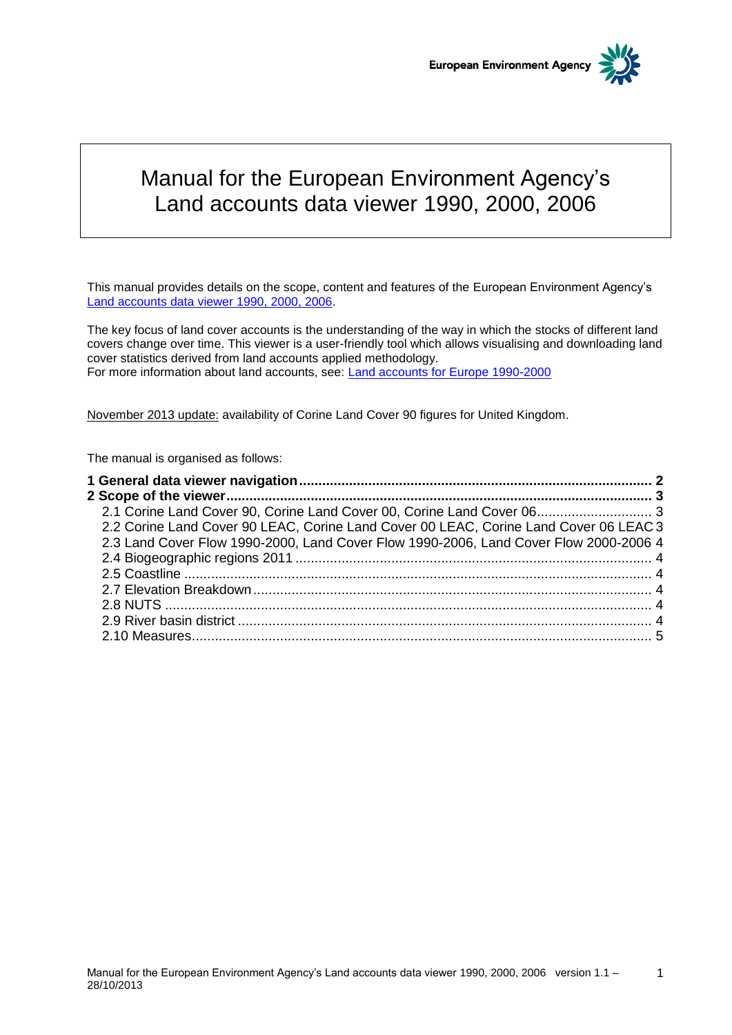European Environment Agency

# Manual for the European Environment Agency's Land accounts data viewer 1990, 2000, 2006

This manual provides details on the scope, content and features of the European Environment Agency's Land accounts data viewer 1990, 2000, 2006.

The key focus of land cover accounts is the understanding of the way in which the stocks of different land covers change over time. This viewer is a user-friendly tool which allows visualising and downloading land cover statistics derived from land accounts applied methodology.
For more information about land accounts, see: Land accounts for Europe 1990-2000

November 2013 update: availability of Corine Land Cover 90 figures for United Kingdom.

The manual is organised as follows:

**1 General data viewer navigation ........................................................ 2**
**2 Scope of the viewer ........................................................ 3**
- 2.1 Corine Land Cover 90, Corine Land Cover 00, Corine Land Cover 06 ........................ 3
- 2.2 Corine Land Cover 90 LEAC, Corine Land Cover 00 LEAC, Corine Land Cover 06 LEAC 3
- 2.3 Land Cover Flow 1990-2000, Land Cover Flow 1990-2006, Land Cover Flow 2000-2006 4
- 2.4 Biogeographic regions 2011 ........................ 4
- 2.5 Coastline ........................ 4
- 2.7 Elevation Breakdown ........................ 4
- 2.8 NUTS ........................ 4
- 2.9 River basin district ........................ 4
- 2.10 Measures ........................ 5

Manual for the European Environment Agency's Land accounts data viewer 1990, 2000, 2006 version 1.1 – 28/10/2013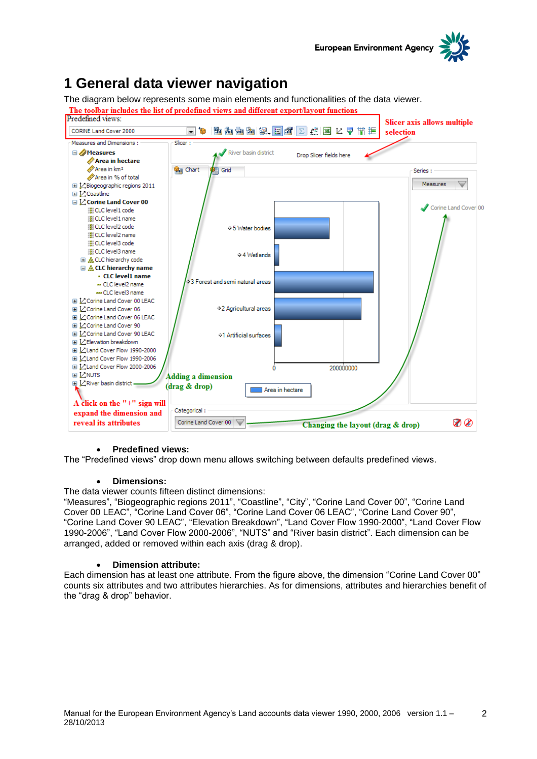# 1 General data viewer navigation

The diagram below represents some main elements and functionalities of the data viewer.

- **Predefined views:**

The “Predefined views” drop down menu allows switching between defaults predefined views.

- **Dimensions:**

The data viewer counts fifteen distinct dimensions:
“Measures”, “Biogeographic regions 2011”, “Coastline”, “City”, “Corine Land Cover 00”, “Corine Land Cover 00 LEAC”, “Corine Land Cover 06”, “Corine Land Cover 06 LEAC”, “Corine Land Cover 90”, “Corine Land Cover 90 LEAC”, “Elevation Breakdown”, “Land Cover Flow 1990-2000”, “Land Cover Flow 1990-2006”, “Land Cover Flow 2000-2006”, “NUTS” and “River basin district”. Each dimension can be arranged, added or removed within each axis (drag & drop).

- **Dimension attribute:**

Each dimension has at least one attribute. From the figure above, the dimension “Corine Land Cover 00” counts six attributes and two attributes hierarchies. As for dimensions, attributes and hierarchies benefit of the “drag & drop” behavior.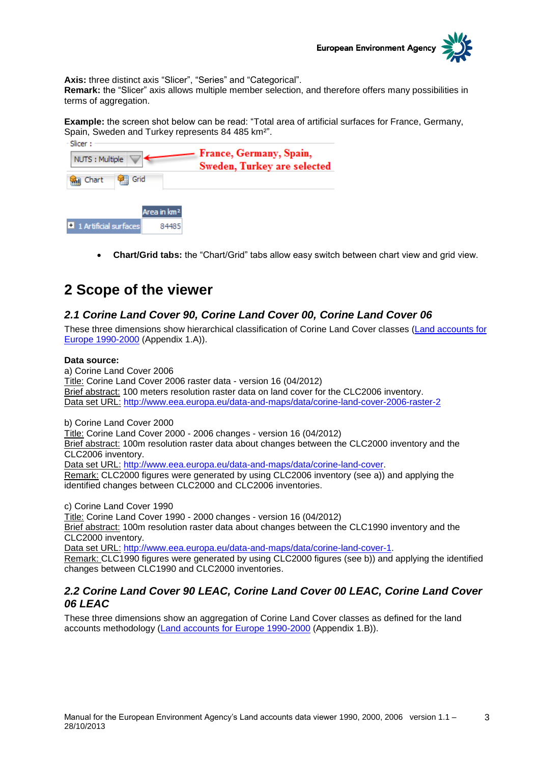**Axis:** three distinct axis “Slicer”, “Series” and “Categorical”.
**Remark:** the “Slicer” axis allows multiple member selection, and therefore offers many possibilities in terms of aggregation.

**Example:** the screen shot below can be read: “Total area of artificial surfaces for France, Germany, Spain, Sweden and Turkey represents 84 485 km²”.

Slicer :

NUTS : Multiple

France, Germany, Spain, Sweden, Turkey are selected

Chart Grid

| | Area in km² |
|---|---|
| 1 Artificial surfaces | 84485 |

- **Chart/Grid tabs:** the “Chart/Grid” tabs allow easy switch between chart view and grid view.

# 2 Scope of the viewer

## *2.1 Corine Land Cover 90, Corine Land Cover 00, Corine Land Cover 06*

These three dimensions show hierarchical classification of Corine Land Cover classes (Land accounts for Europe 1990-2000 (Appendix 1.A)).

**Data source:**
a) Corine Land Cover 2006
Title: Corine Land Cover 2006 raster data - version 16 (04/2012)
Brief abstract: 100 meters resolution raster data on land cover for the CLC2006 inventory.
Data set URL: http://www.eea.europa.eu/data-and-maps/data/corine-land-cover-2006-raster-2

b) Corine Land Cover 2000
Title: Corine Land Cover 2000 - 2006 changes - version 16 (04/2012)
Brief abstract: 100m resolution raster data about changes between the CLC2000 inventory and the CLC2006 inventory.
Data set URL: http://www.eea.europa.eu/data-and-maps/data/corine-land-cover.
Remark: CLC2000 figures were generated by using CLC2006 inventory (see a)) and applying the identified changes between CLC2000 and CLC2006 inventories.

c) Corine Land Cover 1990
Title: Corine Land Cover 1990 - 2000 changes - version 16 (04/2012)
Brief abstract: 100m resolution raster data about changes between the CLC1990 inventory and the CLC2000 inventory.
Data set URL: http://www.eea.europa.eu/data-and-maps/data/corine-land-cover-1.
Remark: CLC1990 figures were generated by using CLC2000 figures (see b)) and applying the identified changes between CLC1990 and CLC2000 inventories.

## *2.2 Corine Land Cover 90 LEAC, Corine Land Cover 00 LEAC, Corine Land Cover 06 LEAC*

These three dimensions show an aggregation of Corine Land Cover classes as defined for the land accounts methodology (Land accounts for Europe 1990-2000 (Appendix 1.B)).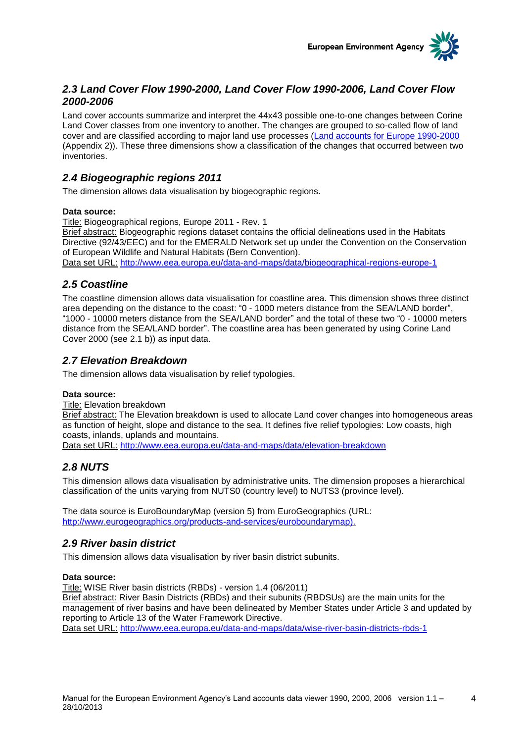## *2.3 Land Cover Flow 1990-2000, Land Cover Flow 1990-2006, Land Cover Flow 2000-2006*

Land cover accounts summarize and interpret the 44x43 possible one-to-one changes between Corine Land Cover classes from one inventory to another. The changes are grouped to so-called flow of land cover and are classified according to major land use processes (Land accounts for Europe 1990-2000 (Appendix 2)). These three dimensions show a classification of the changes that occurred between two inventories.

## *2.4 Biogeographic regions 2011*

The dimension allows data visualisation by biogeographic regions.

**Data source:**

Title: Biogeographical regions, Europe 2011 - Rev. 1
Brief abstract: Biogeographic regions dataset contains the official delineations used in the Habitats Directive (92/43/EEC) and for the EMERALD Network set up under the Convention on the Conservation of European Wildlife and Natural Habitats (Bern Convention).
Data set URL: http://www.eea.europa.eu/data-and-maps/data/biogeographical-regions-europe-1

## *2.5 Coastline*

The coastline dimension allows data visualisation for coastline area. This dimension shows three distinct area depending on the distance to the coast: "0 - 1000 meters distance from the SEA/LAND border", "1000 - 10000 meters distance from the SEA/LAND border" and the total of these two "0 - 10000 meters distance from the SEA/LAND border". The coastline area has been generated by using Corine Land Cover 2000 (see 2.1 b)) as input data.

## *2.7 Elevation Breakdown*

The dimension allows data visualisation by relief typologies.

**Data source:**

Title: Elevation breakdown
Brief abstract: The Elevation breakdown is used to allocate Land cover changes into homogeneous areas as function of height, slope and distance to the sea. It defines five relief typologies: Low coasts, high coasts, inlands, uplands and mountains.
Data set URL: http://www.eea.europa.eu/data-and-maps/data/elevation-breakdown

## *2.8 NUTS*

This dimension allows data visualisation by administrative units. The dimension proposes a hierarchical classification of the units varying from NUTS0 (country level) to NUTS3 (province level).

The data source is EuroBoundaryMap (version 5) from EuroGeographics (URL: http://www.eurogeographics.org/products-and-services/euroboundarymap).

## *2.9 River basin district*

This dimension allows data visualisation by river basin district subunits.

**Data source:**

Title: WISE River basin districts (RBDs) - version 1.4 (06/2011)
Brief abstract: River Basin Districts (RBDs) and their subunits (RBDSUs) are the main units for the management of river basins and have been delineated by Member States under Article 3 and updated by reporting to Article 13 of the Water Framework Directive.
Data set URL: http://www.eea.europa.eu/data-and-maps/data/wise-river-basin-districts-rbds-1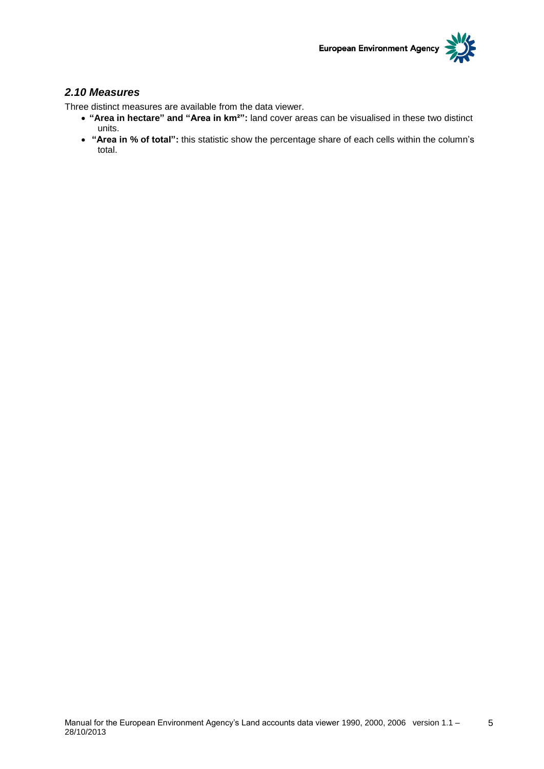### *2.10 Measures*

Three distinct measures are available from the data viewer.

- **"Area in hectare" and "Area in km²":** land cover areas can be visualised in these two distinct units.
- **"Area in % of total":** this statistic show the percentage share of each cells within the column's total.